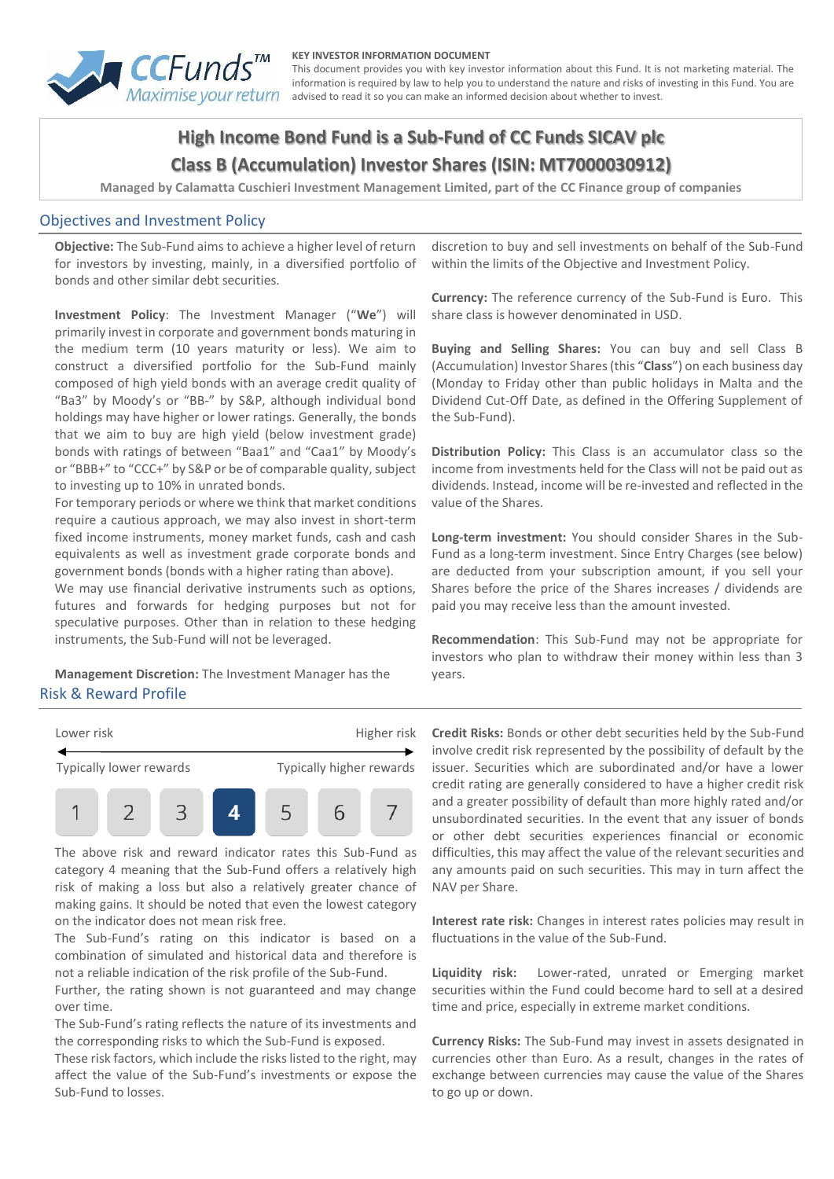CCFunds™ Maximise your return

**KEY INVESTOR INFORMATION DOCUMENT**

This document provides you with key investor information about this Fund. It is not marketing material. The information is required by law to help you to understand the nature and risks of investing in this Fund. You are advised to read it so you can make an informed decision about whether to invest.

# High Income Bond Fund is a Sub-Fund of CC Funds SICAV plc

# Class B (Accumulation) Investor Shares (ISIN: MT7000030912)

Managed by Calamatta Cuschieri Investment Management Limited, part of the CC Finance group of companies

## Objectives and Investment Policy

**Objective:** The Sub-Fund aims to achieve a higher level of return for investors by investing, mainly, in a diversified portfolio of bonds and other similar debt securities.

**Investment Policy**: The Investment Manager ("**We**") will primarily invest in corporate and government bonds maturing in the medium term (10 years maturity or less). We aim to construct a diversified portfolio for the Sub-Fund mainly composed of high yield bonds with an average credit quality of "Ba3" by Moody's or "BB-" by S&P, although individual bond holdings may have higher or lower ratings. Generally, the bonds that we aim to buy are high yield (below investment grade) bonds with ratings of between "Baa1" and "Caa1" by Moody's or "BBB+" to "CCC+" by S&P or be of comparable quality, subject to investing up to 10% in unrated bonds.

For temporary periods or where we think that market conditions require a cautious approach, we may also invest in short-term fixed income instruments, money market funds, cash and cash equivalents as well as investment grade corporate bonds and government bonds (bonds with a higher rating than above).

We may use financial derivative instruments such as options, futures and forwards for hedging purposes but not for speculative purposes. Other than in relation to these hedging instruments, the Sub-Fund will not be leveraged.

**Management Discretion:** The Investment Manager has the discretion to buy and sell investments on behalf of the Sub-Fund within the limits of the Objective and Investment Policy.

**Currency:** The reference currency of the Sub-Fund is Euro. This share class is however denominated in USD.

**Buying and Selling Shares:** You can buy and sell Class B (Accumulation) Investor Shares (this "**Class**") on each business day (Monday to Friday other than public holidays in Malta and the Dividend Cut-Off Date, as defined in the Offering Supplement of the Sub-Fund).

**Distribution Policy:** This Class is an accumulator class so the income from investments held for the Class will not be paid out as dividends. Instead, income will be re-invested and reflected in the value of the Shares.

**Long-term investment:** You should consider Shares in the Sub-Fund as a long-term investment. Since Entry Charges (see below) are deducted from your subscription amount, if you sell your Shares before the price of the Shares increases / dividends are paid you may receive less than the amount invested.

**Recommendation**: This Sub-Fund may not be appropriate for investors who plan to withdraw their money within less than 3 years.

## Risk & Reward Profile

| Lower risk | | | | | | Higher risk |
|---|---|---|---|---|---|---|
| Typically lower rewards | | | | | | Typically higher rewards |
| 1 | 2 | 3 | **4** | 5 | 6 | 7 |

The above risk and reward indicator rates this Sub-Fund as category 4 meaning that the Sub-Fund offers a relatively high risk of making a loss but also a relatively greater chance of making gains. It should be noted that even the lowest category on the indicator does not mean risk free.

The Sub-Fund's rating on this indicator is based on a combination of simulated and historical data and therefore is not a reliable indication of the risk profile of the Sub-Fund. Further, the rating shown is not guaranteed and may change over time.

The Sub-Fund's rating reflects the nature of its investments and the corresponding risks to which the Sub-Fund is exposed.

These risk factors, which include the risks listed to the right, may affect the value of the Sub-Fund's investments or expose the Sub-Fund to losses.

**Credit Risks:** Bonds or other debt securities held by the Sub-Fund involve credit risk represented by the possibility of default by the issuer. Securities which are subordinated and/or have a lower credit rating are generally considered to have a higher credit risk and a greater possibility of default than more highly rated and/or unsubordinated securities. In the event that any issuer of bonds or other debt securities experiences financial or economic difficulties, this may affect the value of the relevant securities and any amounts paid on such securities. This may in turn affect the NAV per Share.

**Interest rate risk:** Changes in interest rates policies may result in fluctuations in the value of the Sub-Fund.

**Liquidity risk:** Lower-rated, unrated or Emerging market securities within the Fund could become hard to sell at a desired time and price, especially in extreme market conditions.

**Currency Risks:** The Sub-Fund may invest in assets designated in currencies other than Euro. As a result, changes in the rates of exchange between currencies may cause the value of the Shares to go up or down.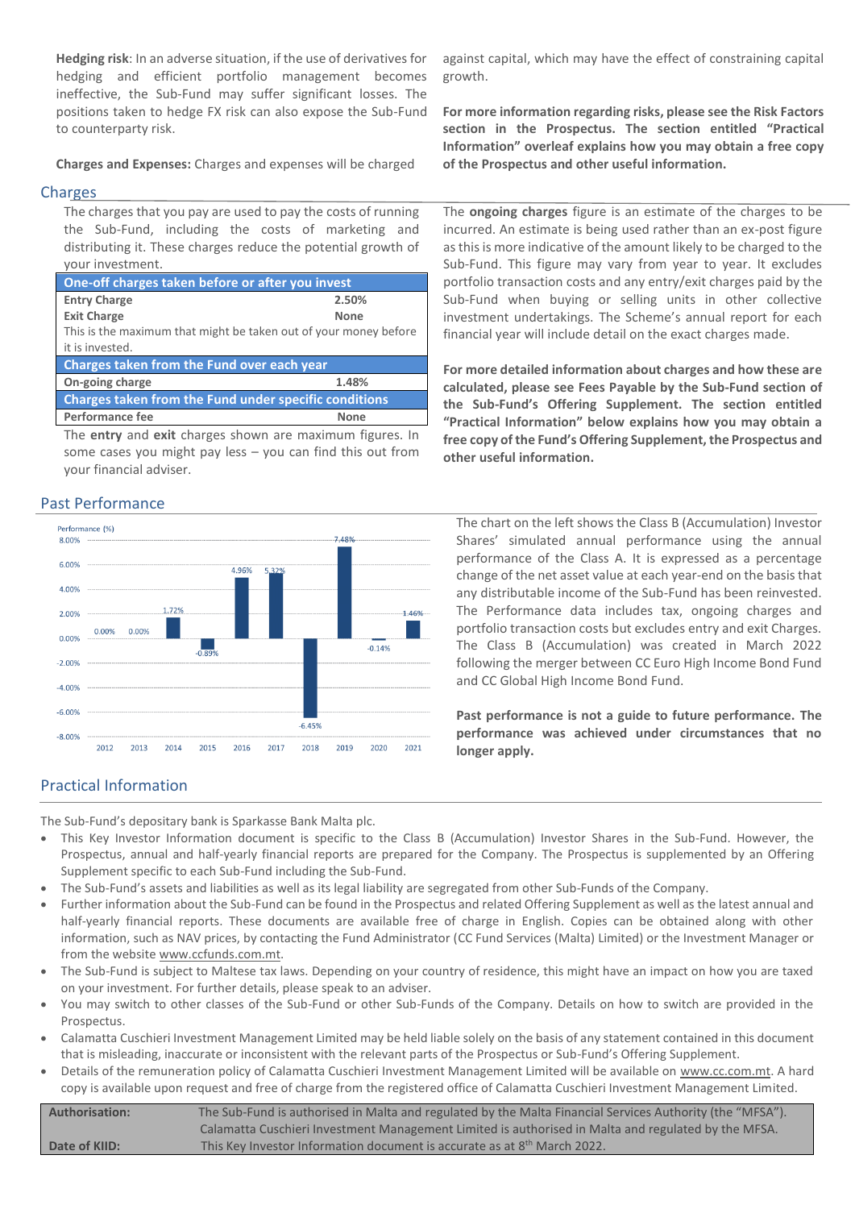**Hedging risk**: In an adverse situation, if the use of derivatives for hedging and efficient portfolio management becomes ineffective, the Sub-Fund may suffer significant losses. The positions taken to hedge FX risk can also expose the Sub-Fund to counterparty risk.

**Charges and Expenses:** Charges and expenses will be charged against capital, which may have the effect of constraining capital growth.

**For more information regarding risks, please see the Risk Factors section in the Prospectus. The section entitled "Practical Information" overleaf explains how you may obtain a free copy of the Prospectus and other useful information.**

## Charges

The charges that you pay are used to pay the costs of running the Sub-Fund, including the costs of marketing and distributing it. These charges reduce the potential growth of your investment.

| | |
|---|---|
| **One-off charges taken before or after you invest** | |
| **Entry Charge** | **2.50%** |
| **Exit Charge** | **None** |
| This is the maximum that might be taken out of your money before it is invested. | |
| **Charges taken from the Fund over each year** | |
| **On-going charge** | **1.48%** |
| **Charges taken from the Fund under specific conditions** | |
| **Performance fee** | **None** |

The **entry** and **exit** charges shown are maximum figures. In some cases you might pay less – you can find this out from your financial adviser.

The **ongoing charges** figure is an estimate of the charges to be incurred. An estimate is being used rather than an ex-post figure as this is more indicative of the amount likely to be charged to the Sub-Fund. This figure may vary from year to year. It excludes portfolio transaction costs and any entry/exit charges paid by the Sub-Fund when buying or selling units in other collective investment undertakings. The Scheme's annual report for each financial year will include detail on the exact charges made.

**For more detailed information about charges and how these are calculated, please see Fees Payable by the Sub-Fund section of the Sub-Fund's Offering Supplement. The section entitled "Practical Information" below explains how you may obtain a free copy of the Fund's Offering Supplement, the Prospectus and other useful information.**

## Past Performance

Performance (%)

8.00%
6.00%
4.00%
2.00%
0.00%
-2.00%
-4.00%
-6.00%
-8.00%

2012 2013 2014 2015 2016 2017 2018 2019 2020 2021

0.00% 0.00% 1.72% -0.89% 4.96% 5.32% -6.45% 7.48% -0.14% 1.46%

The chart on the left shows the Class B (Accumulation) Investor Shares' simulated annual performance using the annual performance of the Class A. It is expressed as a percentage change of the net asset value at each year-end on the basis that any distributable income of the Sub-Fund has been reinvested. The Performance data includes tax, ongoing charges and portfolio transaction costs but excludes entry and exit Charges. The Class B (Accumulation) was created in March 2022 following the merger between CC Euro High Income Bond Fund and CC Global High Income Bond Fund.

**Past performance is not a guide to future performance. The performance was achieved under circumstances that no longer apply.**

## Practical Information

The Sub-Fund's depositary bank is Sparkasse Bank Malta plc.

- This Key Investor Information document is specific to the Class B (Accumulation) Investor Shares in the Sub-Fund. However, the Prospectus, annual and half-yearly financial reports are prepared for the Company. The Prospectus is supplemented by an Offering Supplement specific to each Sub-Fund including the Sub-Fund.
- The Sub-Fund's assets and liabilities as well as its legal liability are segregated from other Sub-Funds of the Company.
- Further information about the Sub-Fund can be found in the Prospectus and related Offering Supplement as well as the latest annual and half-yearly financial reports. These documents are available free of charge in English. Copies can be obtained along with other information, such as NAV prices, by contacting the Fund Administrator (CC Fund Services (Malta) Limited) or the Investment Manager or from the website www.ccfunds.com.mt.
- The Sub-Fund is subject to Maltese tax laws. Depending on your country of residence, this might have an impact on how you are taxed on your investment. For further details, please speak to an adviser.
- You may switch to other classes of the Sub-Fund or other Sub-Funds of the Company. Details on how to switch are provided in the Prospectus.
- Calamatta Cuschieri Investment Management Limited may be held liable solely on the basis of any statement contained in this document that is misleading, inaccurate or inconsistent with the relevant parts of the Prospectus or Sub-Fund's Offering Supplement.
- Details of the remuneration policy of Calamatta Cuschieri Investment Management Limited will be available on www.cc.com.mt. A hard copy is available upon request and free of charge from the registered office of Calamatta Cuschieri Investment Management Limited.

| | |
|---|---|
| **Authorisation:** | The Sub-Fund is authorised in Malta and regulated by the Malta Financial Services Authority (the "MFSA"). Calamatta Cuschieri Investment Management Limited is authorised in Malta and regulated by the MFSA. |
| **Date of KIID:** | This Key Investor Information document is accurate as at 8th March 2022. |